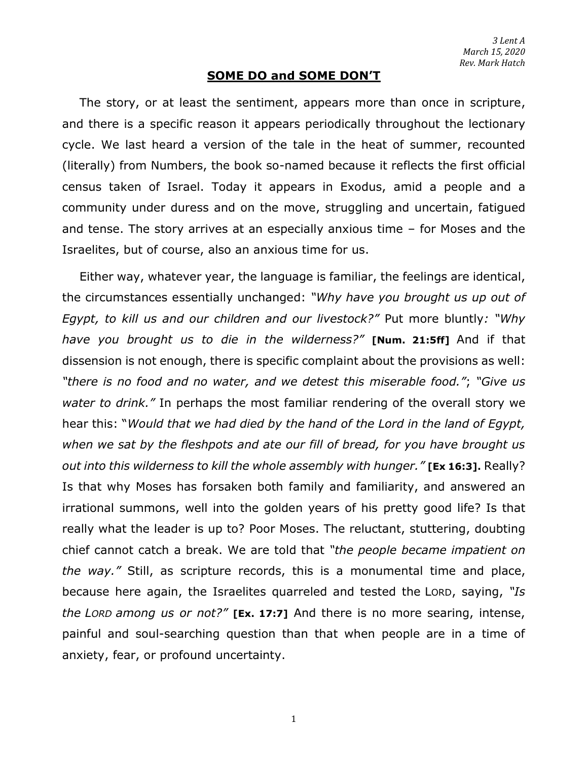*3 Lent A*
*March 15, 2020*
*Rev. Mark Hatch*

# SOME DO and SOME DON'T

The story, or at least the sentiment, appears more than once in scripture, and there is a specific reason it appears periodically throughout the lectionary cycle. We last heard a version of the tale in the heat of summer, recounted (literally) from Numbers, the book so-named because it reflects the first official census taken of Israel. Today it appears in Exodus, amid a people and a community under duress and on the move, struggling and uncertain, fatigued and tense. The story arrives at an especially anxious time – for Moses and the Israelites, but of course, also an anxious time for us.

Either way, whatever year, the language is familiar, the feelings are identical, the circumstances essentially unchanged: *"Why have you brought us up out of Egypt, to kill us and our children and our livestock?"* Put more bluntly*: "Why have you brought us to die in the wilderness?"* **[Num. 21:5ff]** And if that dissension is not enough, there is specific complaint about the provisions as well: *"there is no food and no water, and we detest this miserable food."*; *"Give us water to drink."* In perhaps the most familiar rendering of the overall story we hear this: "*Would that we had died by the hand of the Lord in the land of Egypt, when we sat by the fleshpots and ate our fill of bread, for you have brought us out into this wilderness to kill the whole assembly with hunger."* **[Ex 16:3].** Really? Is that why Moses has forsaken both family and familiarity, and answered an irrational summons, well into the golden years of his pretty good life? Is that really what the leader is up to? Poor Moses. The reluctant, stuttering, doubting chief cannot catch a break. We are told that *"the people became impatient on the way."* Still, as scripture records, this is a monumental time and place, because here again, the Israelites quarreled and tested the LORD, saying, *"Is the LORD among us or not?"* **[Ex. 17:7]** And there is no more searing, intense, painful and soul-searching question than that when people are in a time of anxiety, fear, or profound uncertainty.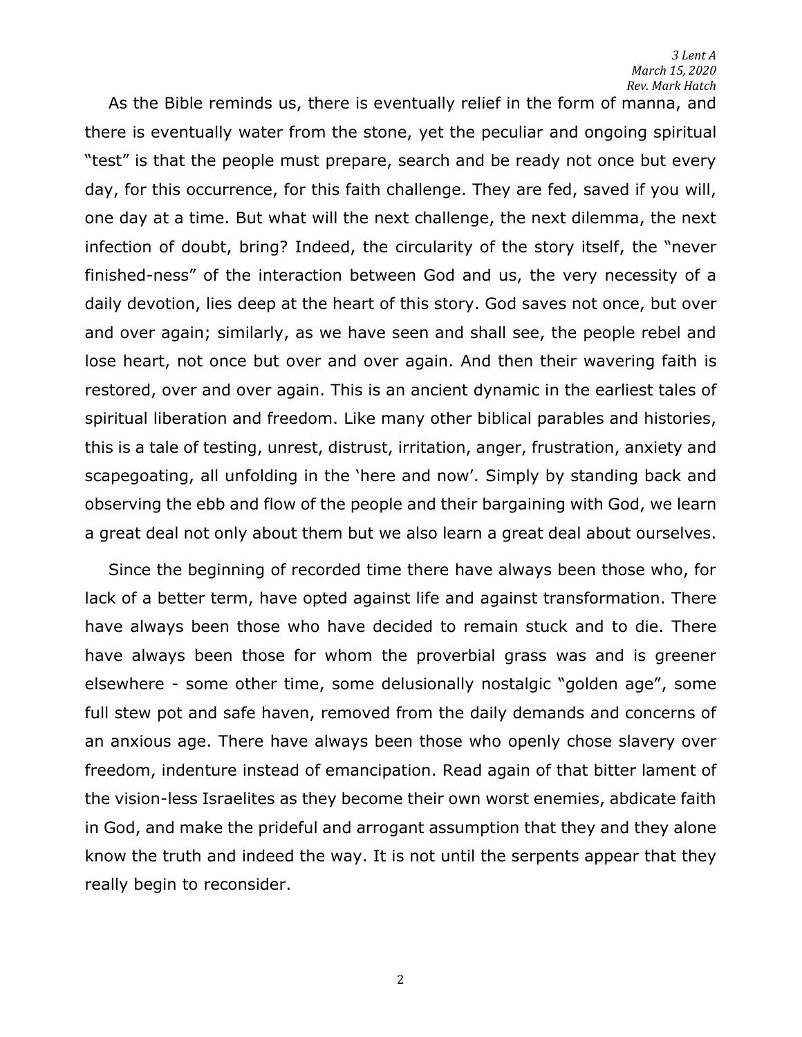As the Bible reminds us, there is eventually relief in the form of manna, and there is eventually water from the stone, yet the peculiar and ongoing spiritual "test" is that the people must prepare, search and be ready not once but every day, for this occurrence, for this faith challenge. They are fed, saved if you will, one day at a time. But what will the next challenge, the next dilemma, the next infection of doubt, bring? Indeed, the circularity of the story itself, the "never finished-ness" of the interaction between God and us, the very necessity of a daily devotion, lies deep at the heart of this story. God saves not once, but over and over again; similarly, as we have seen and shall see, the people rebel and lose heart, not once but over and over again. And then their wavering faith is restored, over and over again. This is an ancient dynamic in the earliest tales of spiritual liberation and freedom. Like many other biblical parables and histories, this is a tale of testing, unrest, distrust, irritation, anger, frustration, anxiety and scapegoating, all unfolding in the 'here and now'. Simply by standing back and observing the ebb and flow of the people and their bargaining with God, we learn a great deal not only about them but we also learn a great deal about ourselves.

Since the beginning of recorded time there have always been those who, for lack of a better term, have opted against life and against transformation. There have always been those who have decided to remain stuck and to die. There have always been those for whom the proverbial grass was and is greener elsewhere - some other time, some delusionally nostalgic "golden age", some full stew pot and safe haven, removed from the daily demands and concerns of an anxious age. There have always been those who openly chose slavery over freedom, indenture instead of emancipation. Read again of that bitter lament of the vision-less Israelites as they become their own worst enemies, abdicate faith in God, and make the prideful and arrogant assumption that they and they alone know the truth and indeed the way. It is not until the serpents appear that they really begin to reconsider.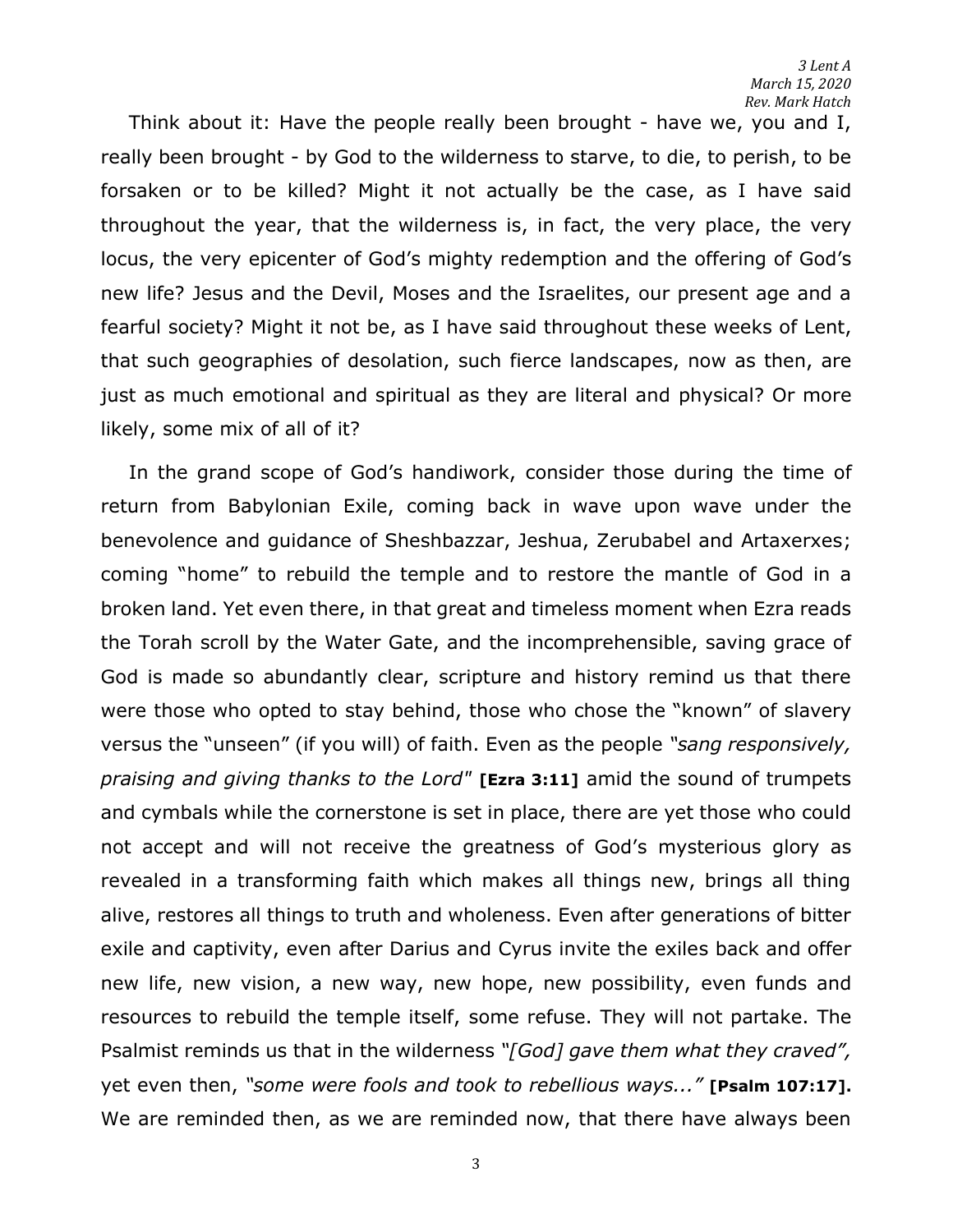Think about it: Have the people really been brought - have we, you and I, really been brought - by God to the wilderness to starve, to die, to perish, to be forsaken or to be killed? Might it not actually be the case, as I have said throughout the year, that the wilderness is, in fact, the very place, the very locus, the very epicenter of God's mighty redemption and the offering of God's new life? Jesus and the Devil, Moses and the Israelites, our present age and a fearful society? Might it not be, as I have said throughout these weeks of Lent, that such geographies of desolation, such fierce landscapes, now as then, are just as much emotional and spiritual as they are literal and physical? Or more likely, some mix of all of it?

In the grand scope of God's handiwork, consider those during the time of return from Babylonian Exile, coming back in wave upon wave under the benevolence and guidance of Sheshbazzar, Jeshua, Zerubabel and Artaxerxes; coming "home" to rebuild the temple and to restore the mantle of God in a broken land. Yet even there, in that great and timeless moment when Ezra reads the Torah scroll by the Water Gate, and the incomprehensible, saving grace of God is made so abundantly clear, scripture and history remind us that there were those who opted to stay behind, those who chose the "known" of slavery versus the "unseen" (if you will) of faith. Even as the people *"sang responsively, praising and giving thanks to the Lord"* **[Ezra 3:11]** amid the sound of trumpets and cymbals while the cornerstone is set in place, there are yet those who could not accept and will not receive the greatness of God's mysterious glory as revealed in a transforming faith which makes all things new, brings all thing alive, restores all things to truth and wholeness. Even after generations of bitter exile and captivity, even after Darius and Cyrus invite the exiles back and offer new life, new vision, a new way, new hope, new possibility, even funds and resources to rebuild the temple itself, some refuse. They will not partake. The Psalmist reminds us that in the wilderness *"[God] gave them what they craved",* yet even then, *"some were fools and took to rebellious ways..."* **[Psalm 107:17].** We are reminded then, as we are reminded now, that there have always been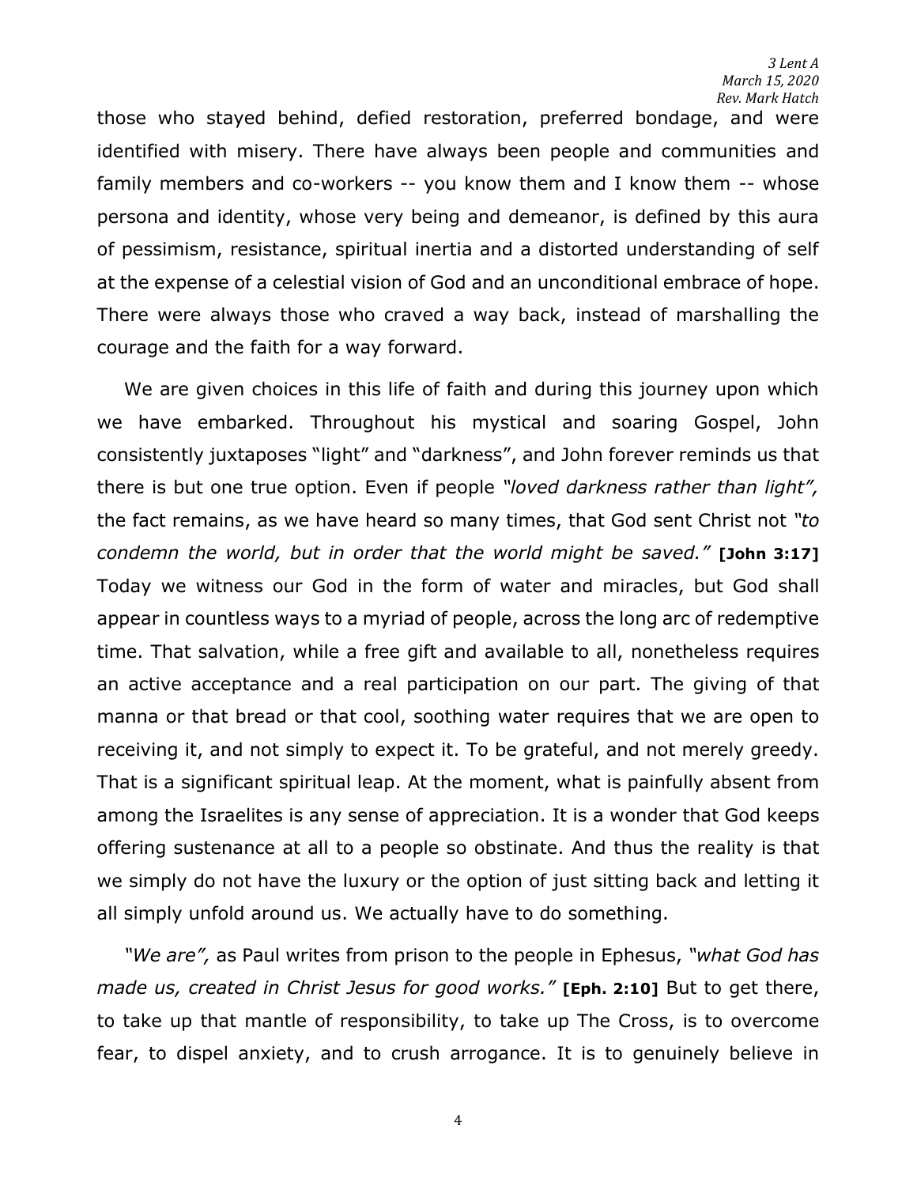those who stayed behind, defied restoration, preferred bondage, and were identified with misery. There have always been people and communities and family members and co-workers -- you know them and I know them -- whose persona and identity, whose very being and demeanor, is defined by this aura of pessimism, resistance, spiritual inertia and a distorted understanding of self at the expense of a celestial vision of God and an unconditional embrace of hope. There were always those who craved a way back, instead of marshalling the courage and the faith for a way forward.

We are given choices in this life of faith and during this journey upon which we have embarked. Throughout his mystical and soaring Gospel, John consistently juxtaposes "light" and "darkness", and John forever reminds us that there is but one true option. Even if people *"loved darkness rather than light",* the fact remains, as we have heard so many times, that God sent Christ not *"to condemn the world, but in order that the world might be saved."* **[John 3:17]** Today we witness our God in the form of water and miracles, but God shall appear in countless ways to a myriad of people, across the long arc of redemptive time. That salvation, while a free gift and available to all, nonetheless requires an active acceptance and a real participation on our part. The giving of that manna or that bread or that cool, soothing water requires that we are open to receiving it, and not simply to expect it. To be grateful, and not merely greedy. That is a significant spiritual leap. At the moment, what is painfully absent from among the Israelites is any sense of appreciation. It is a wonder that God keeps offering sustenance at all to a people so obstinate. And thus the reality is that we simply do not have the luxury or the option of just sitting back and letting it all simply unfold around us. We actually have to do something.

*"We are",* as Paul writes from prison to the people in Ephesus, *"what God has made us, created in Christ Jesus for good works."* **[Eph. 2:10]** But to get there, to take up that mantle of responsibility, to take up The Cross, is to overcome fear, to dispel anxiety, and to crush arrogance. It is to genuinely believe in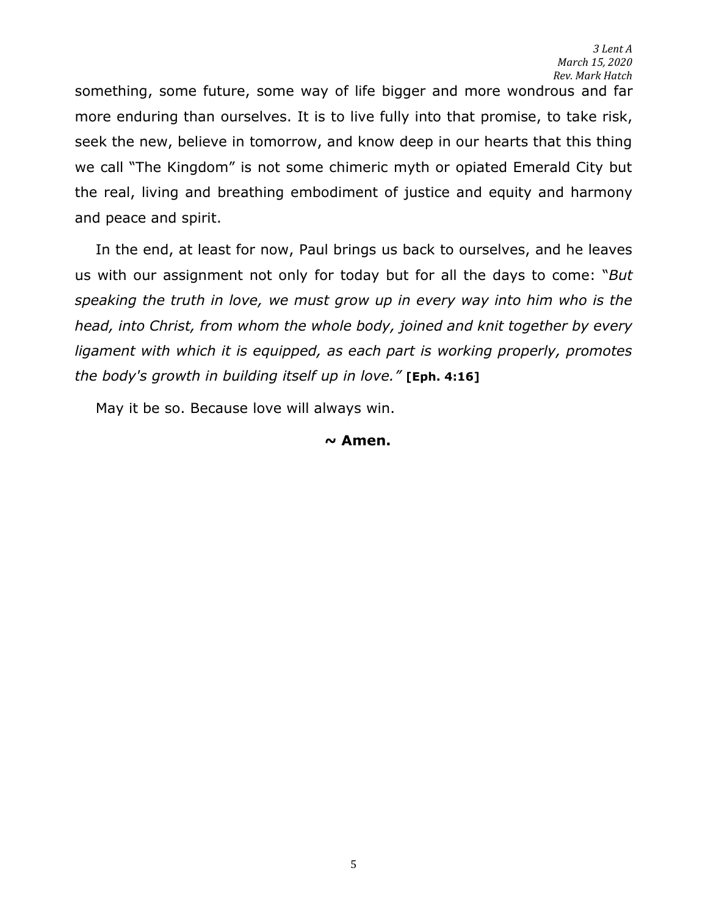something, some future, some way of life bigger and more wondrous and far more enduring than ourselves. It is to live fully into that promise, to take risk, seek the new, believe in tomorrow, and know deep in our hearts that this thing we call "The Kingdom" is not some chimeric myth or opiated Emerald City but the real, living and breathing embodiment of justice and equity and harmony and peace and spirit.

In the end, at least for now, Paul brings us back to ourselves, and he leaves us with our assignment not only for today but for all the days to come: "*But speaking the truth in love, we must grow up in every way into him who is the head, into Christ, from whom the whole body, joined and knit together by every ligament with which it is equipped, as each part is working properly, promotes the body's growth in building itself up in love.*" **[Eph. 4:16]**

May it be so. Because love will always win.

**~ Amen.**